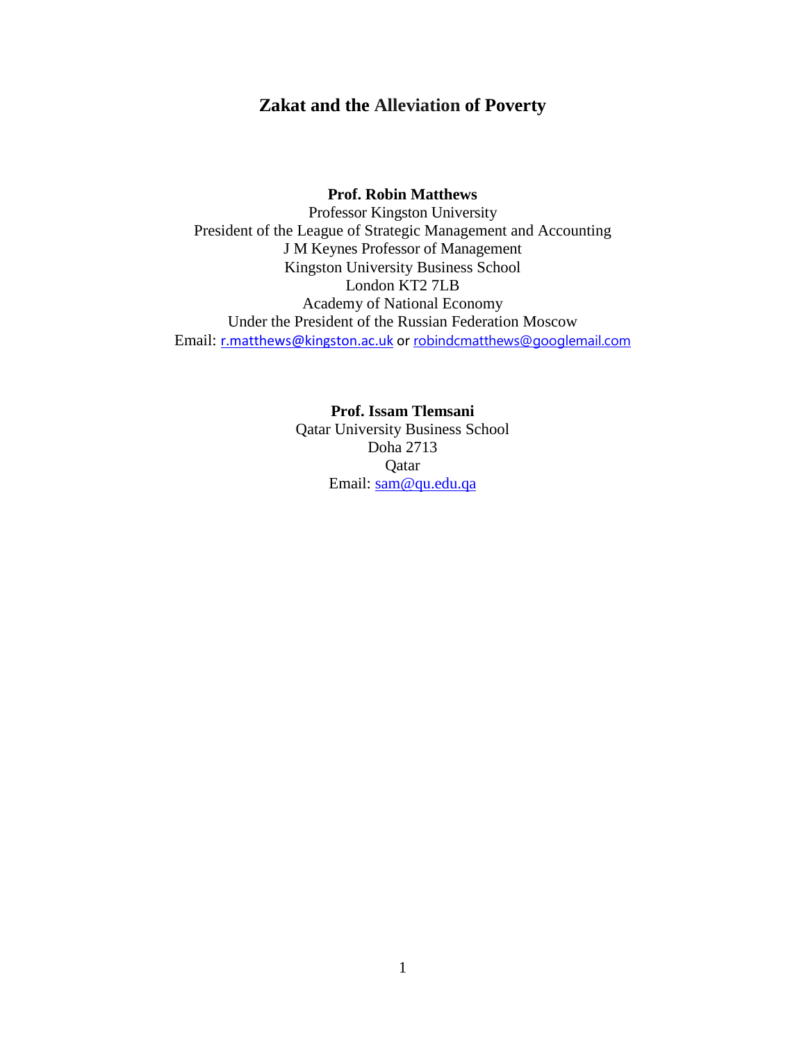# Zakat and the Alleviation of Poverty

**Prof. Robin Matthews**
Professor Kingston University
President of the League of Strategic Management and Accounting
J M Keynes Professor of Management
Kingston University Business School
London KT2 7LB
Academy of National Economy
Under the President of the Russian Federation Moscow
Email: r.matthews@kingston.ac.uk or robindcmatthews@googlemail.com

**Prof. Issam Tlemsani**
Qatar University Business School
Doha 2713
Qatar
Email: sam@qu.edu.qa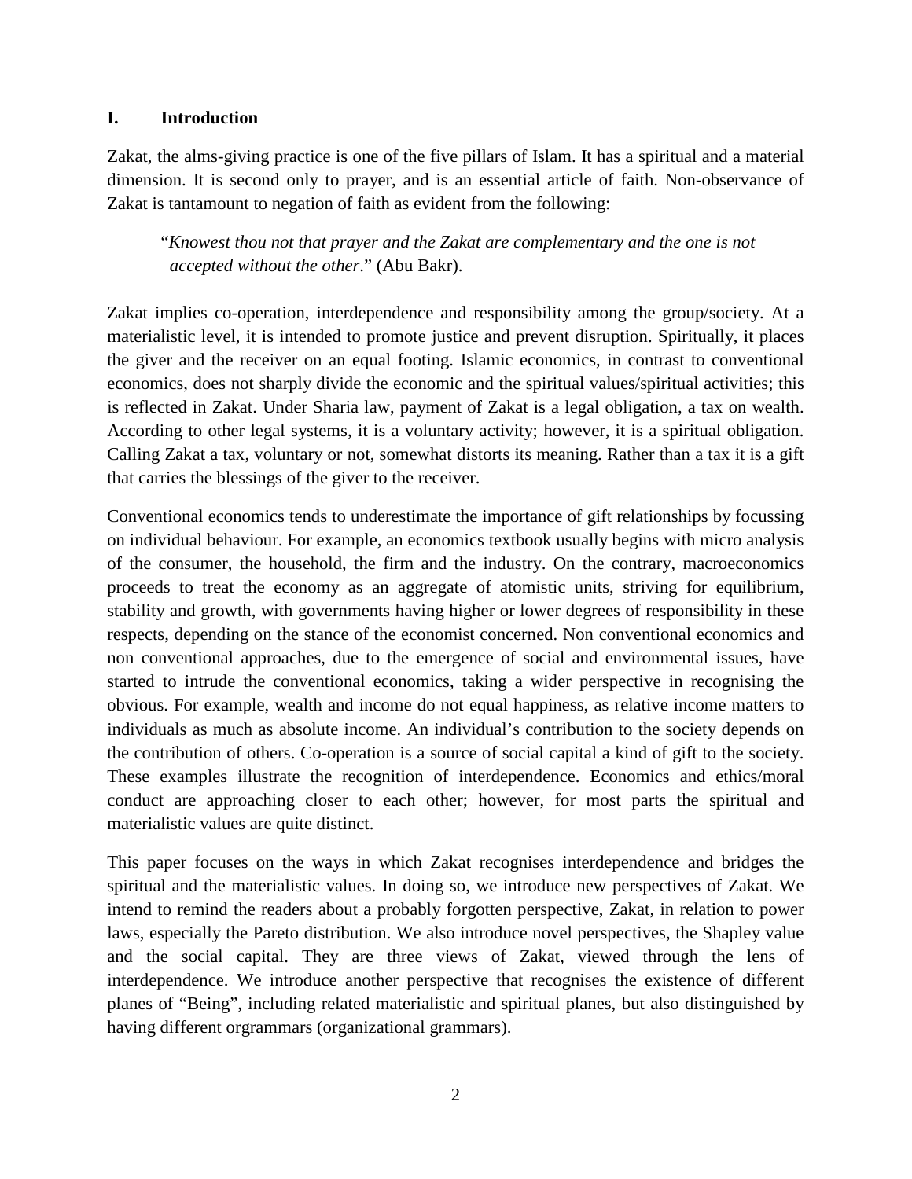## I. Introduction

Zakat, the alms-giving practice is one of the five pillars of Islam. It has a spiritual and a material dimension. It is second only to prayer, and is an essential article of faith. Non-observance of Zakat is tantamount to negation of faith as evident from the following:

> "*Knowest thou not that prayer and the Zakat are complementary and the one is not accepted without the other*." (Abu Bakr).

Zakat implies co-operation, interdependence and responsibility among the group/society. At a materialistic level, it is intended to promote justice and prevent disruption. Spiritually, it places the giver and the receiver on an equal footing. Islamic economics, in contrast to conventional economics, does not sharply divide the economic and the spiritual values/spiritual activities; this is reflected in Zakat. Under Sharia law, payment of Zakat is a legal obligation, a tax on wealth. According to other legal systems, it is a voluntary activity; however, it is a spiritual obligation. Calling Zakat a tax, voluntary or not, somewhat distorts its meaning. Rather than a tax it is a gift that carries the blessings of the giver to the receiver.

Conventional economics tends to underestimate the importance of gift relationships by focussing on individual behaviour. For example, an economics textbook usually begins with micro analysis of the consumer, the household, the firm and the industry. On the contrary, macroeconomics proceeds to treat the economy as an aggregate of atomistic units, striving for equilibrium, stability and growth, with governments having higher or lower degrees of responsibility in these respects, depending on the stance of the economist concerned. Non conventional economics and non conventional approaches, due to the emergence of social and environmental issues, have started to intrude the conventional economics, taking a wider perspective in recognising the obvious. For example, wealth and income do not equal happiness, as relative income matters to individuals as much as absolute income. An individual's contribution to the society depends on the contribution of others. Co-operation is a source of social capital a kind of gift to the society. These examples illustrate the recognition of interdependence. Economics and ethics/moral conduct are approaching closer to each other; however, for most parts the spiritual and materialistic values are quite distinct.

This paper focuses on the ways in which Zakat recognises interdependence and bridges the spiritual and the materialistic values. In doing so, we introduce new perspectives of Zakat. We intend to remind the readers about a probably forgotten perspective, Zakat, in relation to power laws, especially the Pareto distribution. We also introduce novel perspectives, the Shapley value and the social capital. They are three views of Zakat, viewed through the lens of interdependence. We introduce another perspective that recognises the existence of different planes of "Being", including related materialistic and spiritual planes, but also distinguished by having different orgrammars (organizational grammars).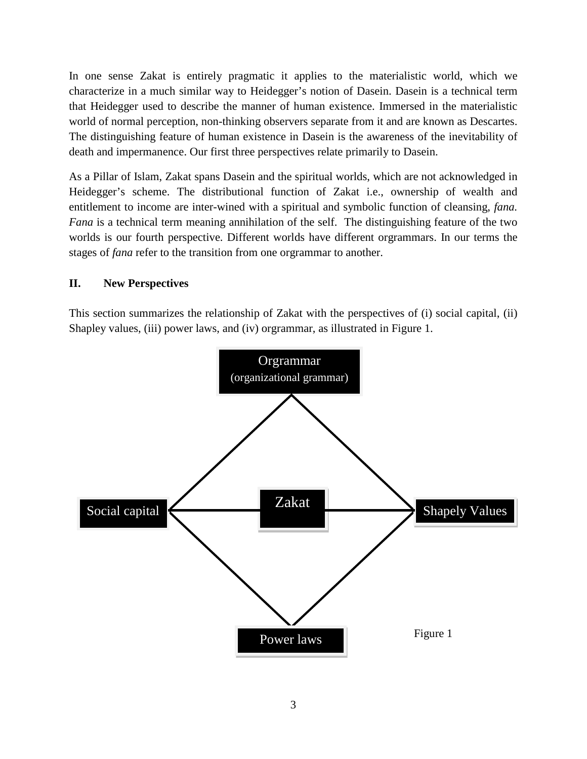In one sense Zakat is entirely pragmatic it applies to the materialistic world, which we characterize in a much similar way to Heidegger's notion of Dasein. Dasein is a technical term that Heidegger used to describe the manner of human existence. Immersed in the materialistic world of normal perception, non-thinking observers separate from it and are known as Descartes. The distinguishing feature of human existence in Dasein is the awareness of the inevitability of death and impermanence. Our first three perspectives relate primarily to Dasein.

As a Pillar of Islam, Zakat spans Dasein and the spiritual worlds, which are not acknowledged in Heidegger's scheme. The distributional function of Zakat i.e., ownership of wealth and entitlement to income are inter-wined with a spiritual and symbolic function of cleansing, *fana*. *Fana* is a technical term meaning annihilation of the self. The distinguishing feature of the two worlds is our fourth perspective. Different worlds have different orgrammars. In our terms the stages of *fana* refer to the transition from one orgrammar to another.

## II. New Perspectives

This section summarizes the relationship of Zakat with the perspectives of (i) social capital, (ii) Shapley values, (iii) power laws, and (iv) orgrammar, as illustrated in Figure 1.

Orgrammar (organizational grammar)

Social capital — Zakat — Shapely Values

Power laws

Figure 1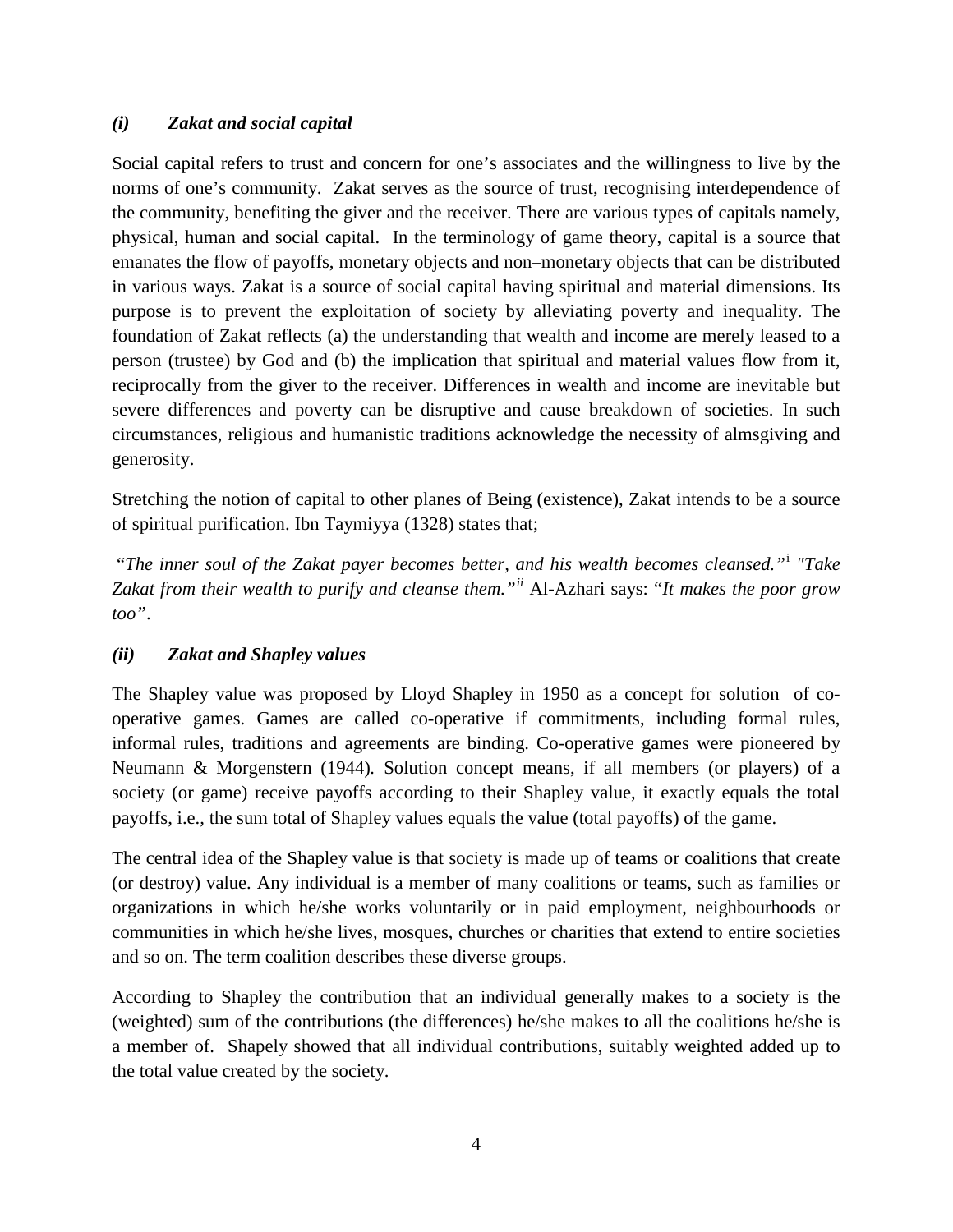### *(i) Zakat and social capital*

Social capital refers to trust and concern for one's associates and the willingness to live by the norms of one's community. Zakat serves as the source of trust, recognising interdependence of the community, benefiting the giver and the receiver. There are various types of capitals namely, physical, human and social capital. In the terminology of game theory, capital is a source that emanates the flow of payoffs, monetary objects and non–monetary objects that can be distributed in various ways. Zakat is a source of social capital having spiritual and material dimensions. Its purpose is to prevent the exploitation of society by alleviating poverty and inequality. The foundation of Zakat reflects (a) the understanding that wealth and income are merely leased to a person (trustee) by God and (b) the implication that spiritual and material values flow from it, reciprocally from the giver to the receiver. Differences in wealth and income are inevitable but severe differences and poverty can be disruptive and cause breakdown of societies. In such circumstances, religious and humanistic traditions acknowledge the necessity of almsgiving and generosity.

Stretching the notion of capital to other planes of Being (existence), Zakat intends to be a source of spiritual purification. Ibn Taymiyya (1328) states that;

*"The inner soul of the Zakat payer becomes better, and his wealth becomes cleansed."*[i] *"Take Zakat from their wealth to purify and cleanse them."*[ii] Al-Azhari says: "*It makes the poor grow too*".

### *(ii) Zakat and Shapley values*

The Shapley value was proposed by Lloyd Shapley in 1950 as a concept for solution of co-operative games. Games are called co-operative if commitments, including formal rules, informal rules, traditions and agreements are binding. Co-operative games were pioneered by Neumann & Morgenstern (1944). Solution concept means, if all members (or players) of a society (or game) receive payoffs according to their Shapley value, it exactly equals the total payoffs, i.e., the sum total of Shapley values equals the value (total payoffs) of the game.

The central idea of the Shapley value is that society is made up of teams or coalitions that create (or destroy) value. Any individual is a member of many coalitions or teams, such as families or organizations in which he/she works voluntarily or in paid employment, neighbourhoods or communities in which he/she lives, mosques, churches or charities that extend to entire societies and so on. The term coalition describes these diverse groups.

According to Shapley the contribution that an individual generally makes to a society is the (weighted) sum of the contributions (the differences) he/she makes to all the coalitions he/she is a member of. Shapely showed that all individual contributions, suitably weighted added up to the total value created by the society.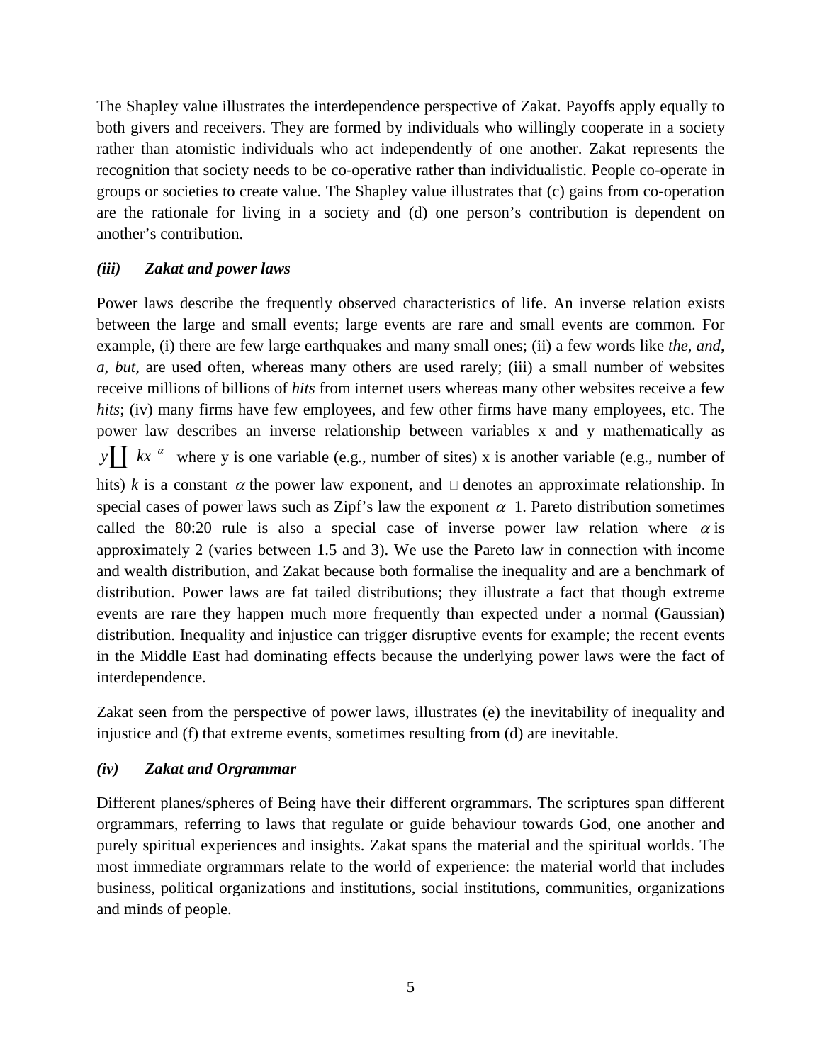The Shapley value illustrates the interdependence perspective of Zakat. Payoffs apply equally to both givers and receivers. They are formed by individuals who willingly cooperate in a society rather than atomistic individuals who act independently of one another. Zakat represents the recognition that society needs to be co-operative rather than individualistic. People co-operate in groups or societies to create value. The Shapley value illustrates that (c) gains from co-operation are the rationale for living in a society and (d) one person's contribution is dependent on another's contribution.

### *(iii) Zakat and power laws*

Power laws describe the frequently observed characteristics of life. An inverse relation exists between the large and small events; large events are rare and small events are common. For example, (i) there are few large earthquakes and many small ones; (ii) a few words like *the*, *and*, *a*, *but*, are used often, whereas many others are used rarely; (iii) a small number of websites receive millions of billions of *hits* from internet users whereas many other websites receive a few *hits*; (iv) many firms have few employees, and few other firms have many employees, etc. The power law describes an inverse relationship between variables x and y mathematically as $y \approx kx^{-\alpha}$ where y is one variable (e.g., number of sites) x is another variable (e.g., number of hits) $k$ is a constant $\alpha$ the power law exponent, and $\approx$ denotes an approximate relationship. In special cases of power laws such as Zipf's law the exponent $\alpha \approx 1$. Pareto distribution sometimes called the 80:20 rule is also a special case of inverse power law relation where $\alpha$ is approximately 2 (varies between 1.5 and 3). We use the Pareto law in connection with income and wealth distribution, and Zakat because both formalise the inequality and are a benchmark of distribution. Power laws are fat tailed distributions; they illustrate a fact that though extreme events are rare they happen much more frequently than expected under a normal (Gaussian) distribution. Inequality and injustice can trigger disruptive events for example; the recent events in the Middle East had dominating effects because the underlying power laws were the fact of interdependence.

Zakat seen from the perspective of power laws, illustrates (e) the inevitability of inequality and injustice and (f) that extreme events, sometimes resulting from (d) are inevitable.

### *(iv) Zakat and Orgrammar*

Different planes/spheres of Being have their different orgrammars. The scriptures span different orgrammars, referring to laws that regulate or guide behaviour towards God, one another and purely spiritual experiences and insights. Zakat spans the material and the spiritual worlds. The most immediate orgrammars relate to the world of experience: the material world that includes business, political organizations and institutions, social institutions, communities, organizations and minds of people.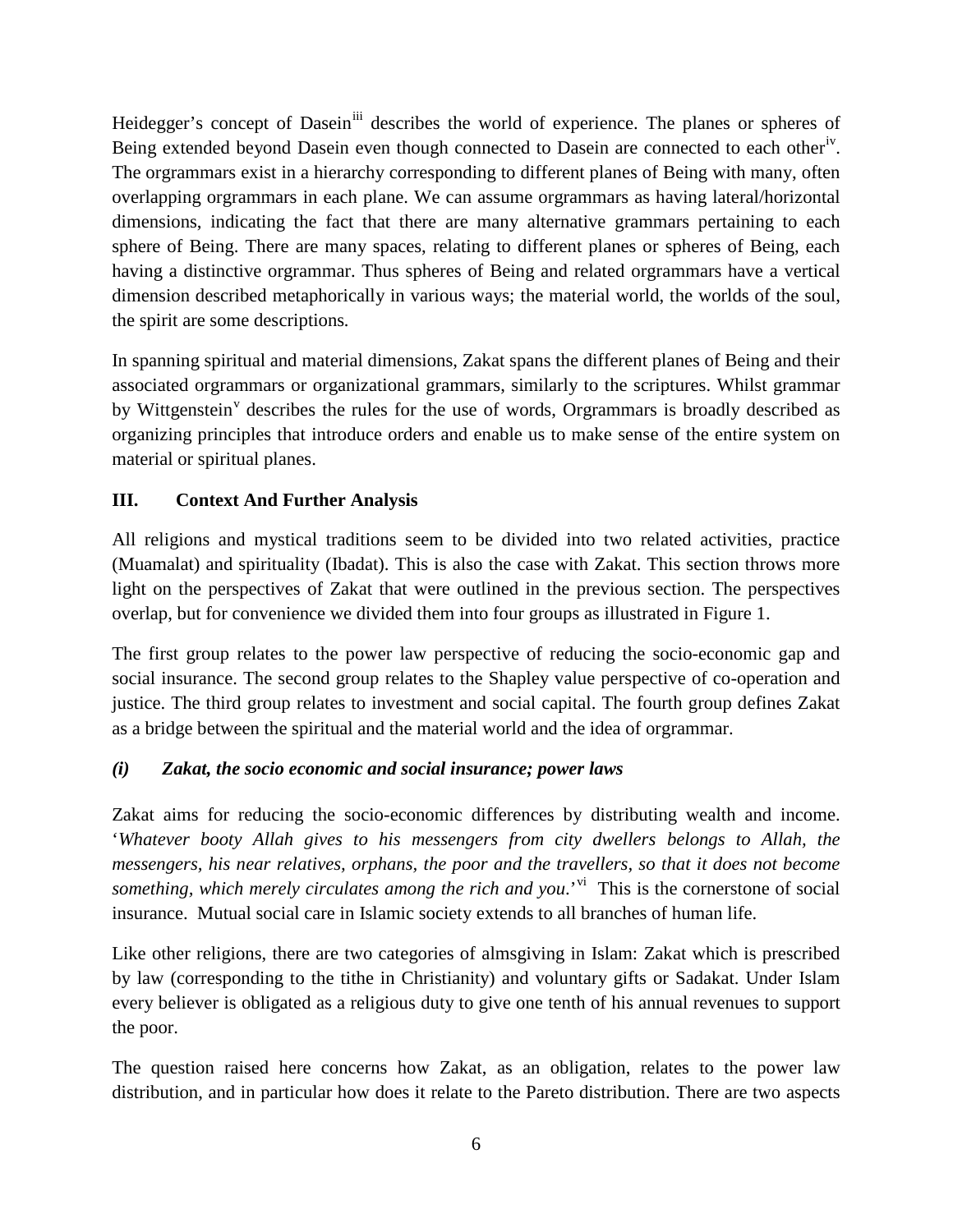Heidegger's concept of Dasein[iii] describes the world of experience. The planes or spheres of Being extended beyond Dasein even though connected to Dasein are connected to each other[iv]. The orgrammars exist in a hierarchy corresponding to different planes of Being with many, often overlapping orgrammars in each plane. We can assume orgrammars as having lateral/horizontal dimensions, indicating the fact that there are many alternative grammars pertaining to each sphere of Being. There are many spaces, relating to different planes or spheres of Being, each having a distinctive orgrammar. Thus spheres of Being and related orgrammars have a vertical dimension described metaphorically in various ways; the material world, the worlds of the soul, the spirit are some descriptions.

In spanning spiritual and material dimensions, Zakat spans the different planes of Being and their associated orgrammars or organizational grammars, similarly to the scriptures. Whilst grammar by Wittgenstein[v] describes the rules for the use of words, Orgrammars is broadly described as organizing principles that introduce orders and enable us to make sense of the entire system on material or spiritual planes.

## III. Context And Further Analysis

All religions and mystical traditions seem to be divided into two related activities, practice (Muamalat) and spirituality (Ibadat). This is also the case with Zakat. This section throws more light on the perspectives of Zakat that were outlined in the previous section. The perspectives overlap, but for convenience we divided them into four groups as illustrated in Figure 1.

The first group relates to the power law perspective of reducing the socio-economic gap and social insurance. The second group relates to the Shapley value perspective of co-operation and justice. The third group relates to investment and social capital. The fourth group defines Zakat as a bridge between the spiritual and the material world and the idea of orgrammar.

### *(i) Zakat, the socio economic and social insurance; power laws*

Zakat aims for reducing the socio-economic differences by distributing wealth and income. '*Whatever booty Allah gives to his messengers from city dwellers belongs to Allah, the messengers, his near relatives, orphans, the poor and the travellers, so that it does not become something, which merely circulates among the rich and you.*'[vi] This is the cornerstone of social insurance. Mutual social care in Islamic society extends to all branches of human life.

Like other religions, there are two categories of almsgiving in Islam: Zakat which is prescribed by law (corresponding to the tithe in Christianity) and voluntary gifts or Sadakat. Under Islam every believer is obligated as a religious duty to give one tenth of his annual revenues to support the poor.

The question raised here concerns how Zakat, as an obligation, relates to the power law distribution, and in particular how does it relate to the Pareto distribution. There are two aspects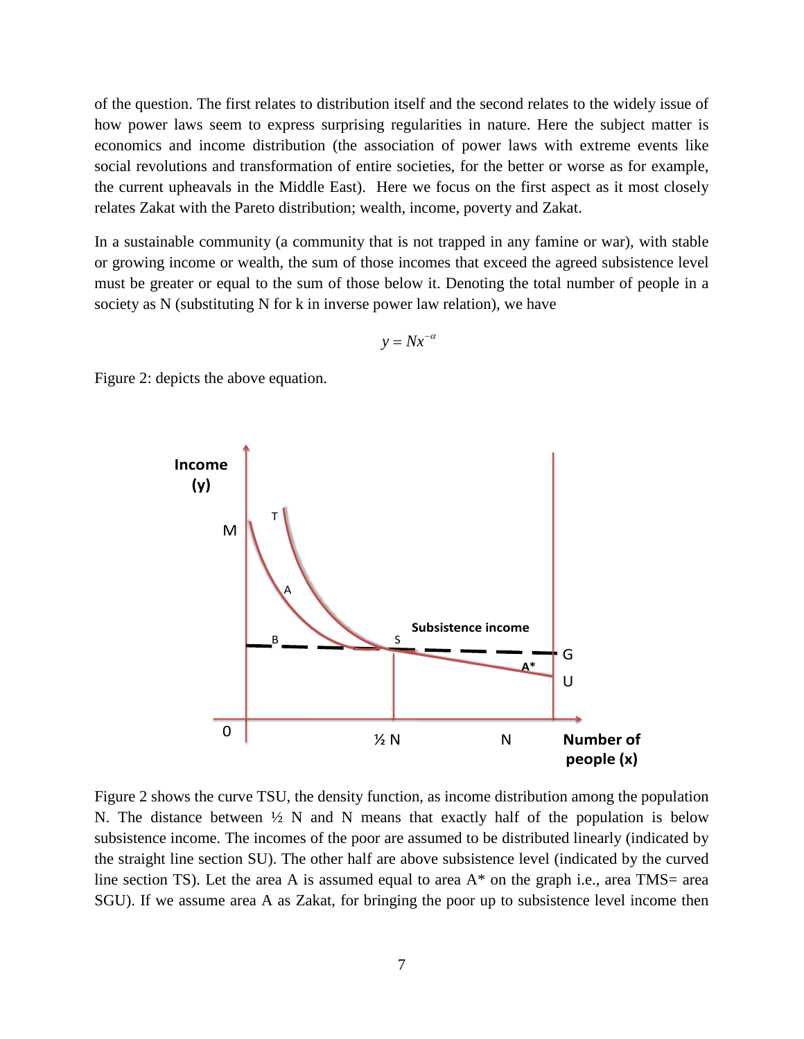of the question. The first relates to distribution itself and the second relates to the widely issue of how power laws seem to express surprising regularities in nature. Here the subject matter is economics and income distribution (the association of power laws with extreme events like social revolutions and transformation of entire societies, for the better or worse as for example, the current upheavals in the Middle East). Here we focus on the first aspect as it most closely relates Zakat with the Pareto distribution; wealth, income, poverty and Zakat.

In a sustainable community (a community that is not trapped in any famine or war), with stable or growing income or wealth, the sum of those incomes that exceed the agreed subsistence level must be greater or equal to the sum of those below it. Denoting the total number of people in a society as N (substituting N for k in inverse power law relation), we have

$$y = Nx^{-\alpha}$$

Figure 2: depicts the above equation.

Figure 2 shows the curve TSU, the density function, as income distribution among the population N. The distance between ½ N and N means that exactly half of the population is below subsistence income. The incomes of the poor are assumed to be distributed linearly (indicated by the straight line section SU). The other half are above subsistence level (indicated by the curved line section TS). Let the area A is assumed equal to area A* on the graph i.e., area TMS= area SGU). If we assume area A as Zakat, for bringing the poor up to subsistence level income then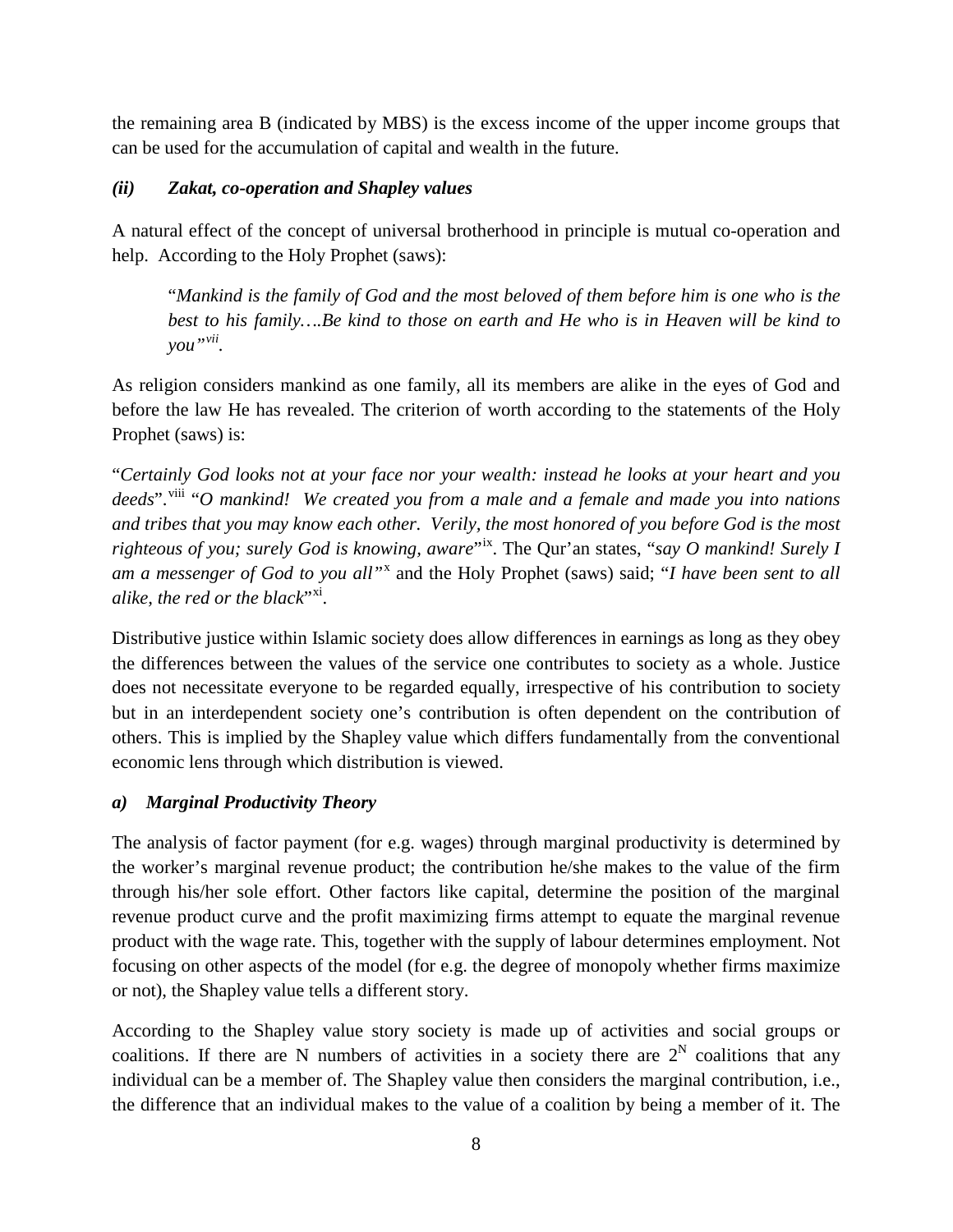the remaining area B (indicated by MBS) is the excess income of the upper income groups that can be used for the accumulation of capital and wealth in the future.

### *(ii) Zakat, co-operation and Shapley values*

A natural effect of the concept of universal brotherhood in principle is mutual co-operation and help. According to the Holy Prophet (saws):

> "*Mankind is the family of God and the most beloved of them before him is one who is the best to his family….Be kind to those on earth and He who is in Heaven will be kind to you"*[vii].

As religion considers mankind as one family, all its members are alike in the eyes of God and before the law He has revealed. The criterion of worth according to the statements of the Holy Prophet (saws) is:

"*Certainly God looks not at your face nor your wealth: instead he looks at your heart and you deeds*".[viii] "*O mankind! We created you from a male and a female and made you into nations and tribes that you may know each other. Verily, the most honored of you before God is the most righteous of you; surely God is knowing, aware*"[ix]. The Qur'an states, "*say O mankind! Surely I am a messenger of God to you all"*[x] and the Holy Prophet (saws) said; "*I have been sent to all alike, the red or the black*"[xi].

Distributive justice within Islamic society does allow differences in earnings as long as they obey the differences between the values of the service one contributes to society as a whole. Justice does not necessitate everyone to be regarded equally, irrespective of his contribution to society but in an interdependent society one's contribution is often dependent on the contribution of others. This is implied by the Shapley value which differs fundamentally from the conventional economic lens through which distribution is viewed.

#### *a) Marginal Productivity Theory*

The analysis of factor payment (for e.g. wages) through marginal productivity is determined by the worker's marginal revenue product; the contribution he/she makes to the value of the firm through his/her sole effort. Other factors like capital, determine the position of the marginal revenue product curve and the profit maximizing firms attempt to equate the marginal revenue product with the wage rate. This, together with the supply of labour determines employment. Not focusing on other aspects of the model (for e.g. the degree of monopoly whether firms maximize or not), the Shapley value tells a different story.

According to the Shapley value story society is made up of activities and social groups or coalitions. If there are N numbers of activities in a society there are $2^N$ coalitions that any individual can be a member of. The Shapley value then considers the marginal contribution, i.e., the difference that an individual makes to the value of a coalition by being a member of it. The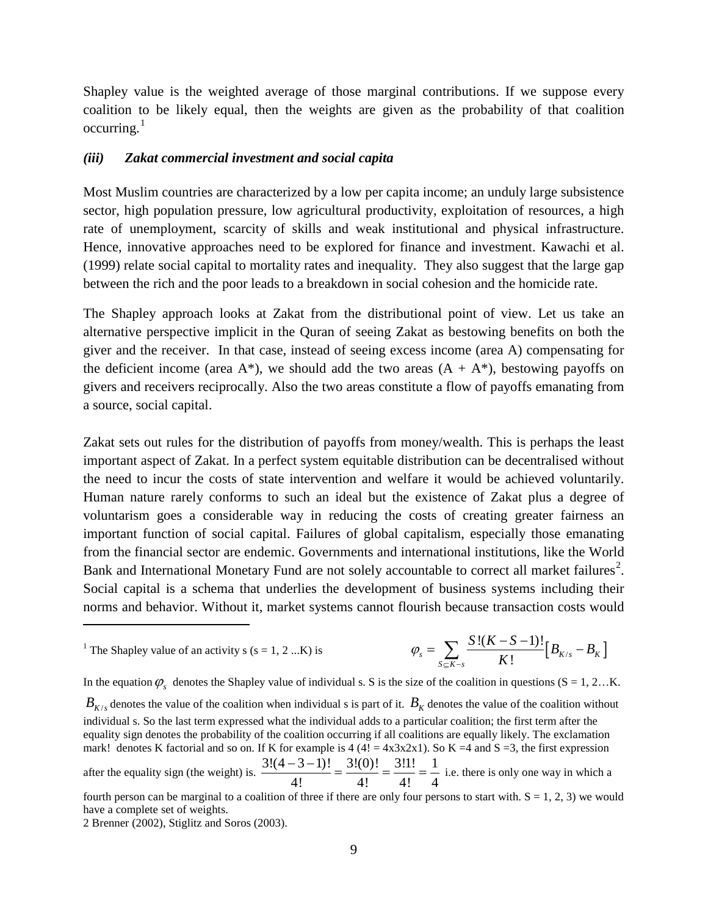Shapley value is the weighted average of those marginal contributions. If we suppose every coalition to be likely equal, then the weights are given as the probability of that coalition occurring.[1]

### *(iii) Zakat commercial investment and social capita*

Most Muslim countries are characterized by a low per capita income; an unduly large subsistence sector, high population pressure, low agricultural productivity, exploitation of resources, a high rate of unemployment, scarcity of skills and weak institutional and physical infrastructure. Hence, innovative approaches need to be explored for finance and investment. Kawachi et al. (1999) relate social capital to mortality rates and inequality. They also suggest that the large gap between the rich and the poor leads to a breakdown in social cohesion and the homicide rate.

The Shapley approach looks at Zakat from the distributional point of view. Let us take an alternative perspective implicit in the Quran of seeing Zakat as bestowing benefits on both the giver and the receiver. In that case, instead of seeing excess income (area A) compensating for the deficient income (area A*), we should add the two areas (A + A*), bestowing payoffs on givers and receivers reciprocally. Also the two areas constitute a flow of payoffs emanating from a source, social capital.

Zakat sets out rules for the distribution of payoffs from money/wealth. This is perhaps the least important aspect of Zakat. In a perfect system equitable distribution can be decentralised without the need to incur the costs of state intervention and welfare it would be achieved voluntarily. Human nature rarely conforms to such an ideal but the existence of Zakat plus a degree of voluntarism goes a considerable way in reducing the costs of creating greater fairness an important function of social capital. Failures of global capitalism, especially those emanating from the financial sector are endemic. Governments and international institutions, like the World Bank and International Monetary Fund are not solely accountable to correct all market failures[2]. Social capital is a schema that underlies the development of business systems including their norms and behavior. Without it, market systems cannot flourish because transaction costs would

---

[1] The Shapley value of an activity s (s = 1, 2 ...K) is $$\varphi_s = \sum_{S \subseteq K-s} \frac{S!(K-S-1)!}{K!}\left[B_{K/s} - B_K\right]$$

In the equation $\varphi_s$ denotes the Shapley value of individual s. S is the size of the coalition in questions (S = 1, 2…K. $B_{K/s}$ denotes the value of the coalition when individual s is part of it. $B_K$ denotes the value of the coalition without individual s. So the last term expressed what the individual adds to a particular coalition; the first term after the equality sign denotes the probability of the coalition occurring if all coalitions are equally likely. The exclamation mark! denotes K factorial and so on. If K for example is 4 (4! = 4x3x2x1). So K =4 and S =3, the first expression after the equality sign (the weight) is. $\frac{3!(4-3-1)!}{4!} = \frac{3!(0)!}{4!} = \frac{3!1!}{4!} = \frac{1}{4}$ i.e. there is only one way in which a fourth person can be marginal to a coalition of three if there are only four persons to start with. S = 1, 2, 3) we would have a complete set of weights.

2 Brenner (2002), Stiglitz and Soros (2003).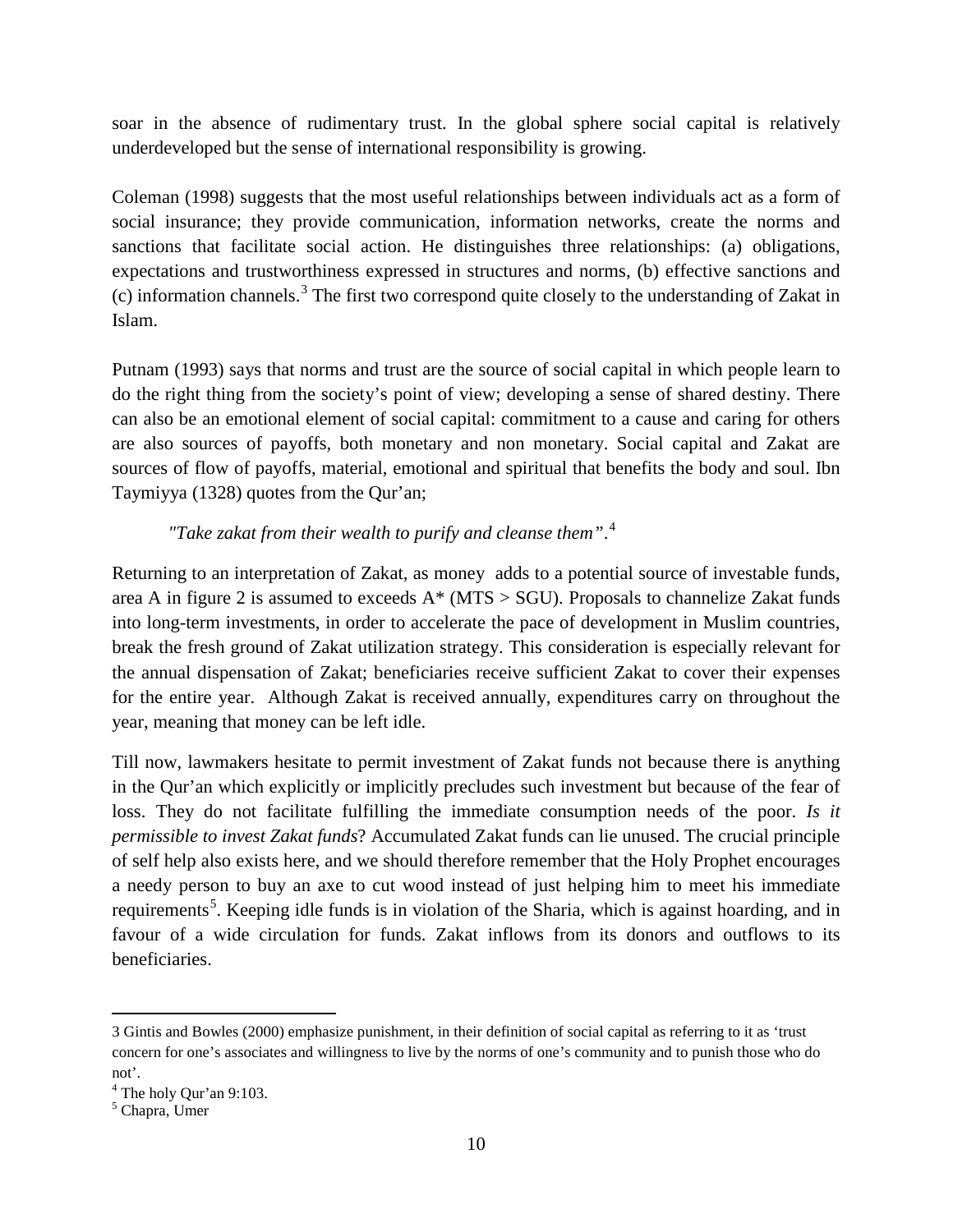soar in the absence of rudimentary trust. In the global sphere social capital is relatively underdeveloped but the sense of international responsibility is growing.

Coleman (1998) suggests that the most useful relationships between individuals act as a form of social insurance; they provide communication, information networks, create the norms and sanctions that facilitate social action. He distinguishes three relationships: (a) obligations, expectations and trustworthiness expressed in structures and norms, (b) effective sanctions and (c) information channels.[3] The first two correspond quite closely to the understanding of Zakat in Islam.

Putnam (1993) says that norms and trust are the source of social capital in which people learn to do the right thing from the society's point of view; developing a sense of shared destiny. There can also be an emotional element of social capital: commitment to a cause and caring for others are also sources of payoffs, both monetary and non monetary. Social capital and Zakat are sources of flow of payoffs, material, emotional and spiritual that benefits the body and soul. Ibn Taymiyya (1328) quotes from the Qur'an;

> *"Take zakat from their wealth to purify and cleanse them".*[4]

Returning to an interpretation of Zakat, as money adds to a potential source of investable funds, area A in figure 2 is assumed to exceeds A* (MTS > SGU). Proposals to channelize Zakat funds into long-term investments, in order to accelerate the pace of development in Muslim countries, break the fresh ground of Zakat utilization strategy. This consideration is especially relevant for the annual dispensation of Zakat; beneficiaries receive sufficient Zakat to cover their expenses for the entire year. Although Zakat is received annually, expenditures carry on throughout the year, meaning that money can be left idle.

Till now, lawmakers hesitate to permit investment of Zakat funds not because there is anything in the Qur'an which explicitly or implicitly precludes such investment but because of the fear of loss. They do not facilitate fulfilling the immediate consumption needs of the poor. *Is it permissible to invest Zakat funds*? Accumulated Zakat funds can lie unused. The crucial principle of self help also exists here, and we should therefore remember that the Holy Prophet encourages a needy person to buy an axe to cut wood instead of just helping him to meet his immediate requirements[5]. Keeping idle funds is in violation of the Sharia, which is against hoarding, and in favour of a wide circulation for funds. Zakat inflows from its donors and outflows to its beneficiaries.

---

3 Gintis and Bowles (2000) emphasize punishment, in their definition of social capital as referring to it as 'trust concern for one's associates and willingness to live by the norms of one's community and to punish those who do not'.

4 The holy Qur'an 9:103.

5 Chapra, Umer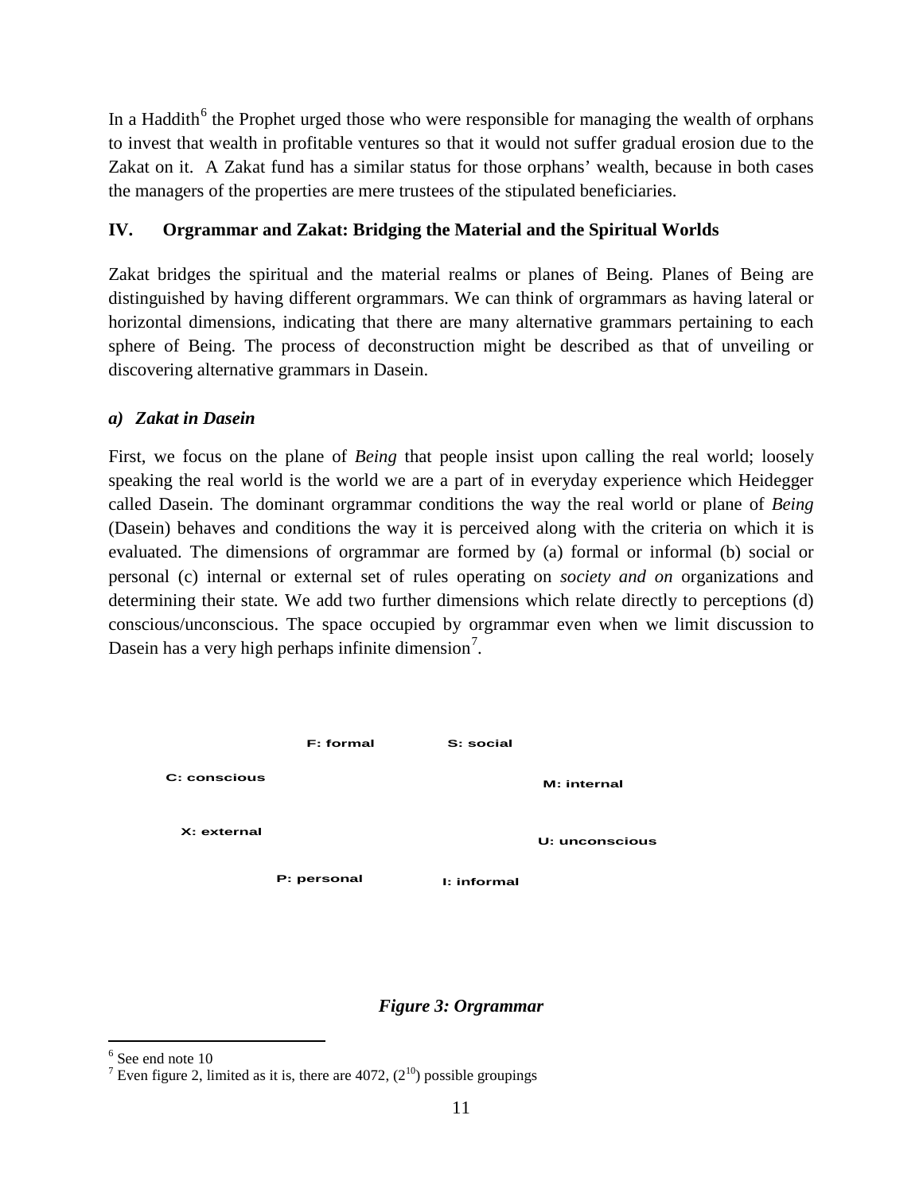In a Haddith[6] the Prophet urged those who were responsible for managing the wealth of orphans to invest that wealth in profitable ventures so that it would not suffer gradual erosion due to the Zakat on it. A Zakat fund has a similar status for those orphans' wealth, because in both cases the managers of the properties are mere trustees of the stipulated beneficiaries.

## IV. Orgrammar and Zakat: Bridging the Material and the Spiritual Worlds

Zakat bridges the spiritual and the material realms or planes of Being. Planes of Being are distinguished by having different orgrammars. We can think of orgrammars as having lateral or horizontal dimensions, indicating that there are many alternative grammars pertaining to each sphere of Being. The process of deconstruction might be described as that of unveiling or discovering alternative grammars in Dasein.

### *a) Zakat in Dasein*

First, we focus on the plane of *Being* that people insist upon calling the real world; loosely speaking the real world is the world we are a part of in everyday experience which Heidegger called Dasein. The dominant orgrammar conditions the way the real world or plane of *Being* (Dasein) behaves and conditions the way it is perceived along with the criteria on which it is evaluated. The dimensions of orgrammar are formed by (a) formal or informal (b) social or personal (c) internal or external set of rules operating on *society and on* organizations and determining their state. We add two further dimensions which relate directly to perceptions (d) conscious/unconscious. The space occupied by orgrammar even when we limit discussion to Dasein has a very high perhaps infinite dimension[7].

F: formal

S: social

C: conscious

M: internal

X: external

U: unconscious

P: personal

I: informal

***Figure 3: Orgrammar***

---

[6] See end note 10

[7] Even figure 2, limited as it is, there are 4072, ($2^{10}$) possible groupings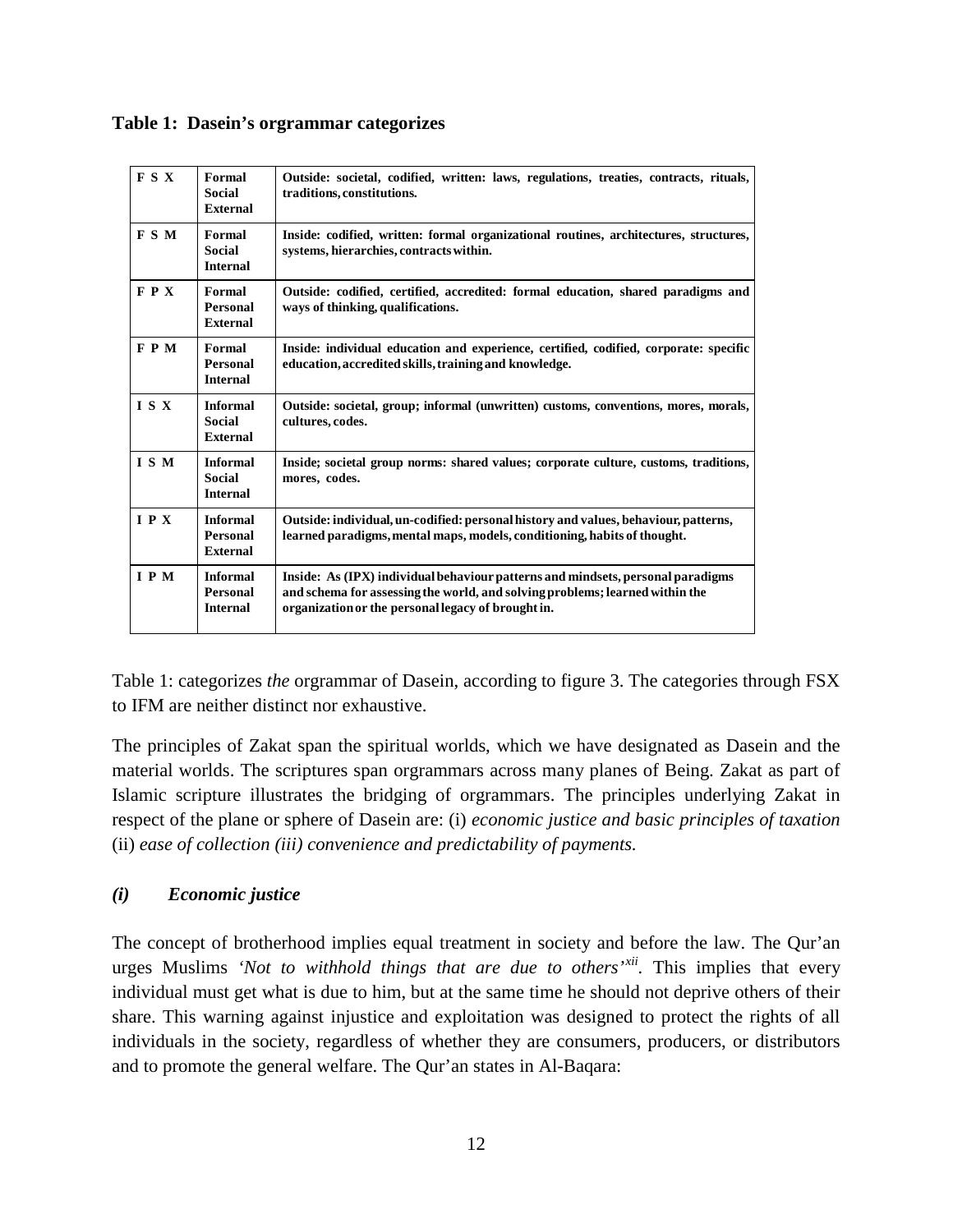**Table 1: Dasein's orgrammar categorizes**

| | | |
|---|---|---|
| **F S X** | **Formal Social External** | **Outside: societal, codified, written: laws, regulations, treaties, contracts, rituals, traditions, constitutions.** |
| **F S M** | **Formal Social Internal** | **Inside: codified, written: formal organizational routines, architectures, structures, systems, hierarchies, contracts within.** |
| **F P X** | **Formal Personal External** | **Outside: codified, certified, accredited: formal education, shared paradigms and ways of thinking, qualifications.** |
| **F P M** | **Formal Personal Internal** | **Inside: individual education and experience, certified, codified, corporate: specific education, accredited skills, training and knowledge.** |
| **I S X** | **Informal Social External** | **Outside: societal, group; informal (unwritten) customs, conventions, mores, morals, cultures, codes.** |
| **I S M** | **Informal Social Internal** | **Inside; societal group norms: shared values; corporate culture, customs, traditions, mores, codes.** |
| **I P X** | **Informal Personal External** | **Outside: individual, un-codified: personal history and values, behaviour, patterns, learned paradigms, mental maps, models, conditioning, habits of thought.** |
| **I P M** | **Informal Personal Internal** | **Inside: As (IPX) individual behaviour patterns and mindsets, personal paradigms and schema for assessing the world, and solving problems; learned within the organization or the personal legacy of brought in.** |

Table 1: categorizes *the* orgrammar of Dasein, according to figure 3. The categories through FSX to IFM are neither distinct nor exhaustive.

The principles of Zakat span the spiritual worlds, which we have designated as Dasein and the material worlds. The scriptures span orgrammars across many planes of Being. Zakat as part of Islamic scripture illustrates the bridging of orgrammars. The principles underlying Zakat in respect of the plane or sphere of Dasein are: (i) *economic justice and basic principles of taxation* (ii) *ease of collection (iii) convenience and predictability of payments.*

### *(i) Economic justice*

The concept of brotherhood implies equal treatment in society and before the law. The Qur'an urges Muslims *'Not to withhold things that are due to others'*[xii]. This implies that every individual must get what is due to him, but at the same time he should not deprive others of their share. This warning against injustice and exploitation was designed to protect the rights of all individuals in the society, regardless of whether they are consumers, producers, or distributors and to promote the general welfare. The Qur'an states in Al-Baqara: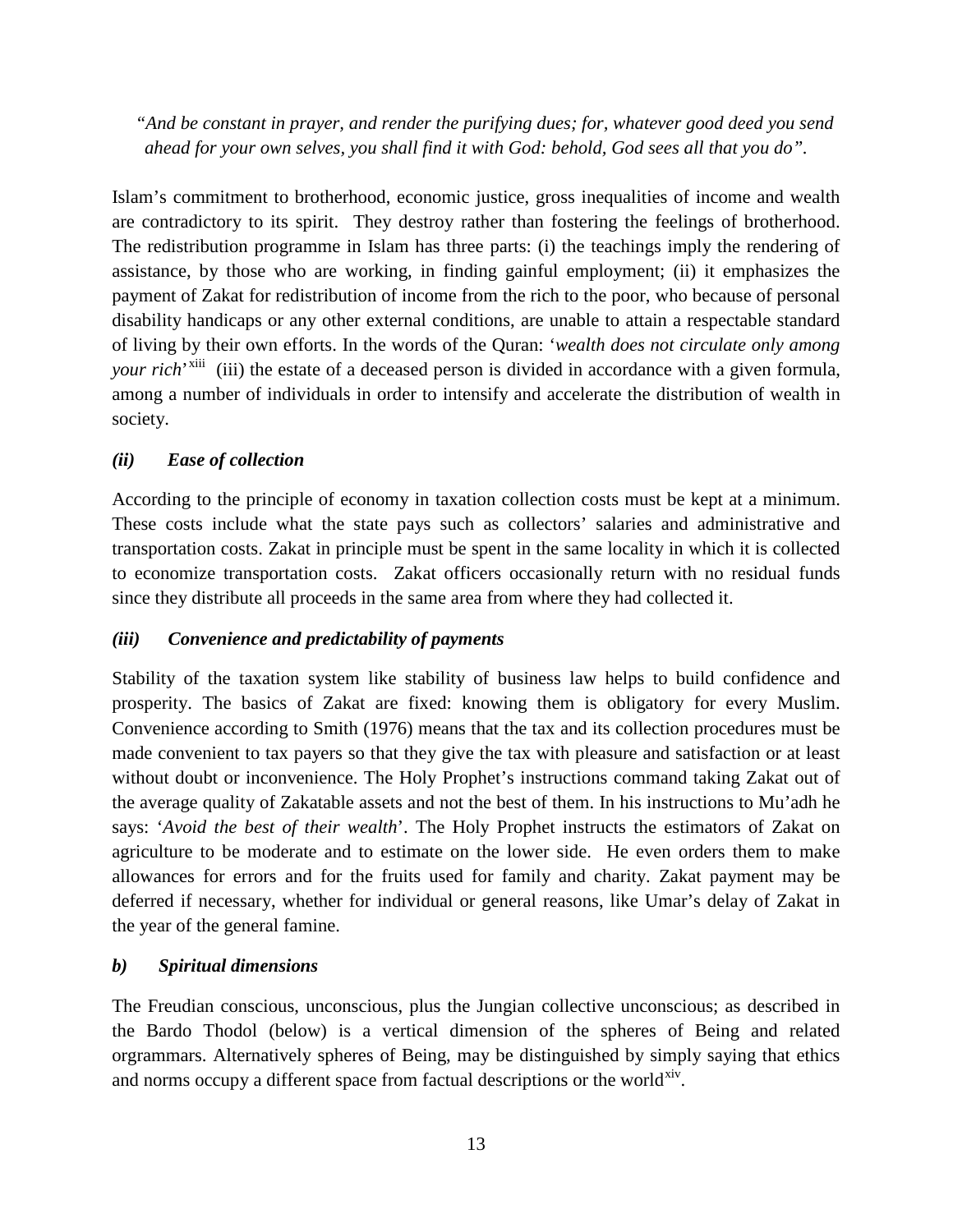*"And be constant in prayer, and render the purifying dues; for, whatever good deed you send ahead for your own selves, you shall find it with God: behold, God sees all that you do".*

Islam's commitment to brotherhood, economic justice, gross inequalities of income and wealth are contradictory to its spirit. They destroy rather than fostering the feelings of brotherhood. The redistribution programme in Islam has three parts: (i) the teachings imply the rendering of assistance, by those who are working, in finding gainful employment; (ii) it emphasizes the payment of Zakat for redistribution of income from the rich to the poor, who because of personal disability handicaps or any other external conditions, are unable to attain a respectable standard of living by their own efforts. In the words of the Quran: '*wealth does not circulate only among your rich*'[xiii] (iii) the estate of a deceased person is divided in accordance with a given formula, among a number of individuals in order to intensify and accelerate the distribution of wealth in society.

### *(ii) Ease of collection*

According to the principle of economy in taxation collection costs must be kept at a minimum. These costs include what the state pays such as collectors' salaries and administrative and transportation costs. Zakat in principle must be spent in the same locality in which it is collected to economize transportation costs. Zakat officers occasionally return with no residual funds since they distribute all proceeds in the same area from where they had collected it.

### *(iii) Convenience and predictability of payments*

Stability of the taxation system like stability of business law helps to build confidence and prosperity. The basics of Zakat are fixed: knowing them is obligatory for every Muslim. Convenience according to Smith (1976) means that the tax and its collection procedures must be made convenient to tax payers so that they give the tax with pleasure and satisfaction or at least without doubt or inconvenience. The Holy Prophet's instructions command taking Zakat out of the average quality of Zakatable assets and not the best of them. In his instructions to Mu'adh he says: '*Avoid the best of their wealth*'. The Holy Prophet instructs the estimators of Zakat on agriculture to be moderate and to estimate on the lower side. He even orders them to make allowances for errors and for the fruits used for family and charity. Zakat payment may be deferred if necessary, whether for individual or general reasons, like Umar's delay of Zakat in the year of the general famine.

### *b) Spiritual dimensions*

The Freudian conscious, unconscious, plus the Jungian collective unconscious; as described in the Bardo Thodol (below) is a vertical dimension of the spheres of Being and related orgrammars. Alternatively spheres of Being, may be distinguished by simply saying that ethics and norms occupy a different space from factual descriptions or the world[xiv].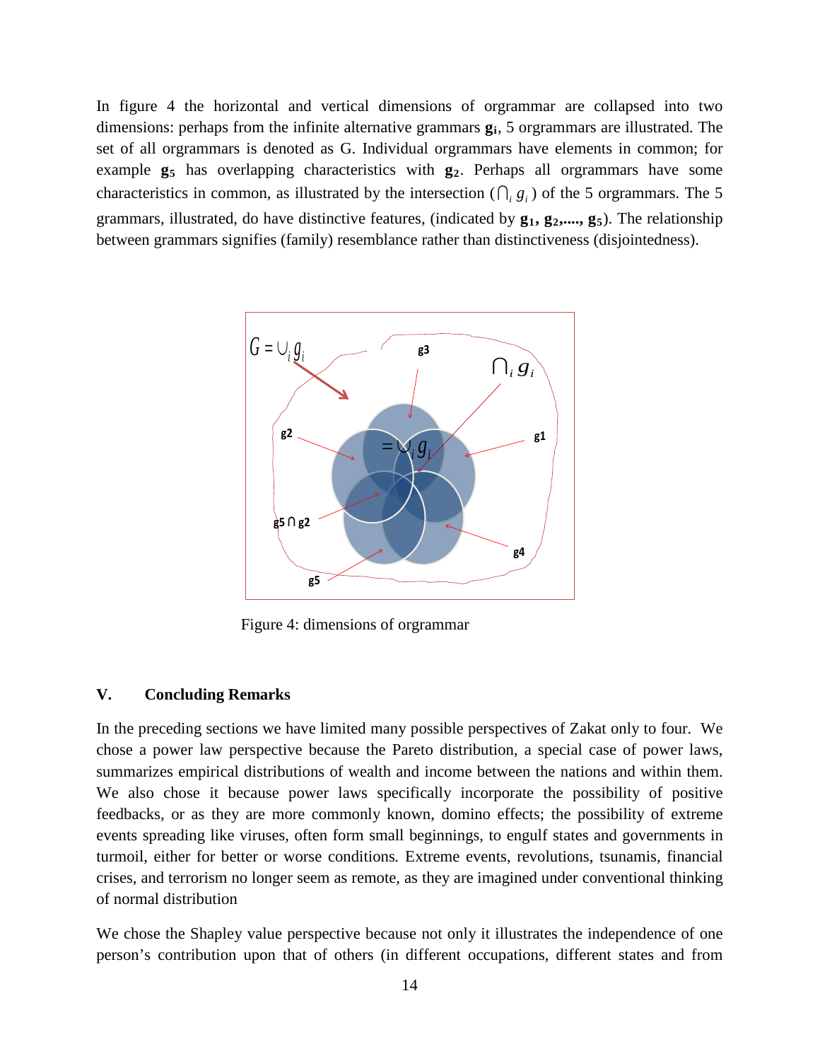In figure 4 the horizontal and vertical dimensions of orgrammar are collapsed into two dimensions: perhaps from the infinite alternative grammars $\mathbf{g_i}$, 5 orgrammars are illustrated. The set of all orgrammars is denoted as G. Individual orgrammars have elements in common; for example $\mathbf{g_5}$ has overlapping characteristics with $\mathbf{g_2}$. Perhaps all orgrammars have some characteristics in common, as illustrated by the intersection ($\bigcap_i g_i$) of the 5 orgrammars. The 5 grammars, illustrated, do have distinctive features, (indicated by $\mathbf{g_1, g_2, ...., g_5}$). The relationship between grammars signifies (family) resemblance rather than distinctiveness (disjointedness).

Figure 4: dimensions of orgrammar

## V. Concluding Remarks

In the preceding sections we have limited many possible perspectives of Zakat only to four. We chose a power law perspective because the Pareto distribution, a special case of power laws, summarizes empirical distributions of wealth and income between the nations and within them. We also chose it because power laws specifically incorporate the possibility of positive feedbacks, or as they are more commonly known, domino effects; the possibility of extreme events spreading like viruses, often form small beginnings, to engulf states and governments in turmoil, either for better or worse conditions. Extreme events, revolutions, tsunamis, financial crises, and terrorism no longer seem as remote, as they are imagined under conventional thinking of normal distribution

We chose the Shapley value perspective because not only it illustrates the independence of one person's contribution upon that of others (in different occupations, different states and from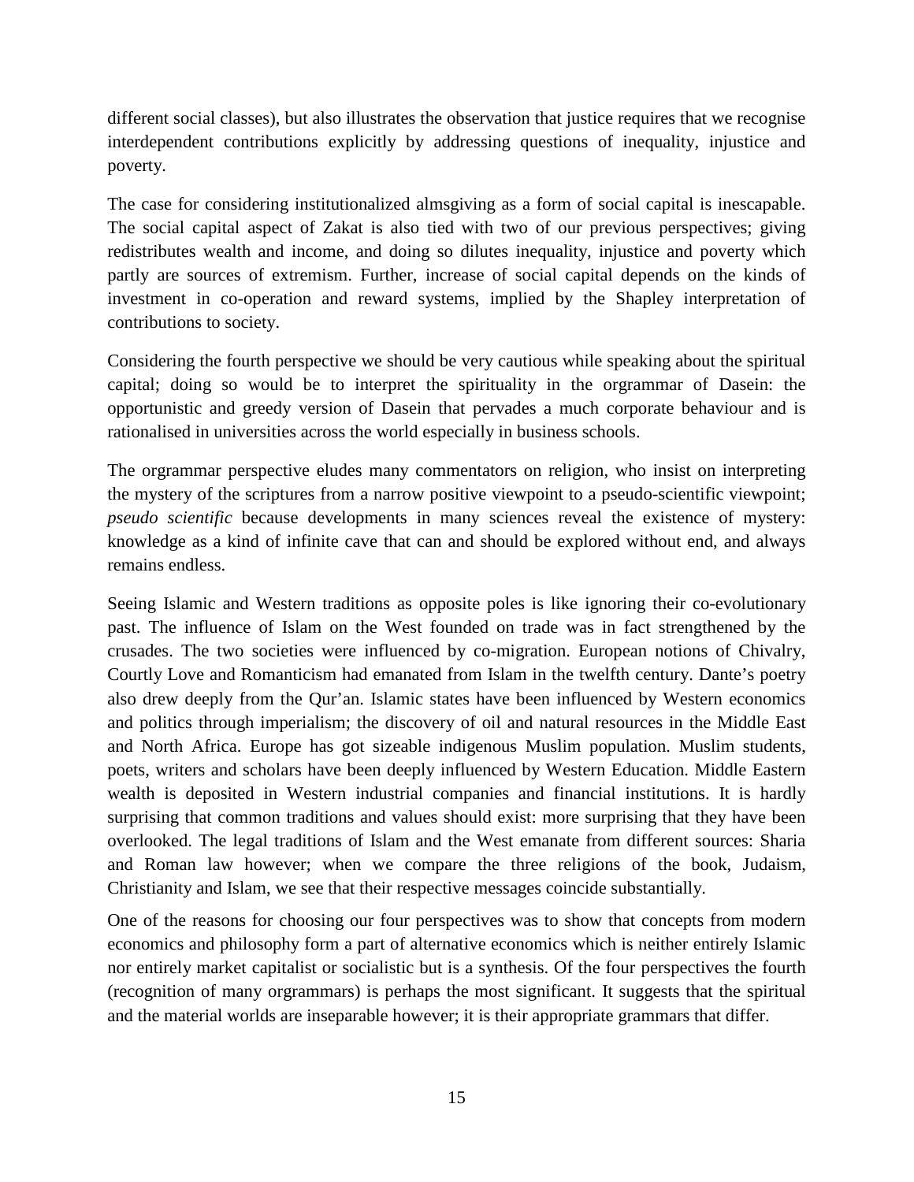different social classes), but also illustrates the observation that justice requires that we recognise interdependent contributions explicitly by addressing questions of inequality, injustice and poverty.

The case for considering institutionalized almsgiving as a form of social capital is inescapable. The social capital aspect of Zakat is also tied with two of our previous perspectives; giving redistributes wealth and income, and doing so dilutes inequality, injustice and poverty which partly are sources of extremism. Further, increase of social capital depends on the kinds of investment in co-operation and reward systems, implied by the Shapley interpretation of contributions to society.

Considering the fourth perspective we should be very cautious while speaking about the spiritual capital; doing so would be to interpret the spirituality in the orgrammar of Dasein: the opportunistic and greedy version of Dasein that pervades a much corporate behaviour and is rationalised in universities across the world especially in business schools.

The orgrammar perspective eludes many commentators on religion, who insist on interpreting the mystery of the scriptures from a narrow positive viewpoint to a pseudo-scientific viewpoint; *pseudo scientific* because developments in many sciences reveal the existence of mystery: knowledge as a kind of infinite cave that can and should be explored without end, and always remains endless.

Seeing Islamic and Western traditions as opposite poles is like ignoring their co-evolutionary past. The influence of Islam on the West founded on trade was in fact strengthened by the crusades. The two societies were influenced by co-migration. European notions of Chivalry, Courtly Love and Romanticism had emanated from Islam in the twelfth century. Dante's poetry also drew deeply from the Qur'an. Islamic states have been influenced by Western economics and politics through imperialism; the discovery of oil and natural resources in the Middle East and North Africa. Europe has got sizeable indigenous Muslim population. Muslim students, poets, writers and scholars have been deeply influenced by Western Education. Middle Eastern wealth is deposited in Western industrial companies and financial institutions. It is hardly surprising that common traditions and values should exist: more surprising that they have been overlooked. The legal traditions of Islam and the West emanate from different sources: Sharia and Roman law however; when we compare the three religions of the book, Judaism, Christianity and Islam, we see that their respective messages coincide substantially.

One of the reasons for choosing our four perspectives was to show that concepts from modern economics and philosophy form a part of alternative economics which is neither entirely Islamic nor entirely market capitalist or socialistic but is a synthesis. Of the four perspectives the fourth (recognition of many orgrammars) is perhaps the most significant. It suggests that the spiritual and the material worlds are inseparable however; it is their appropriate grammars that differ.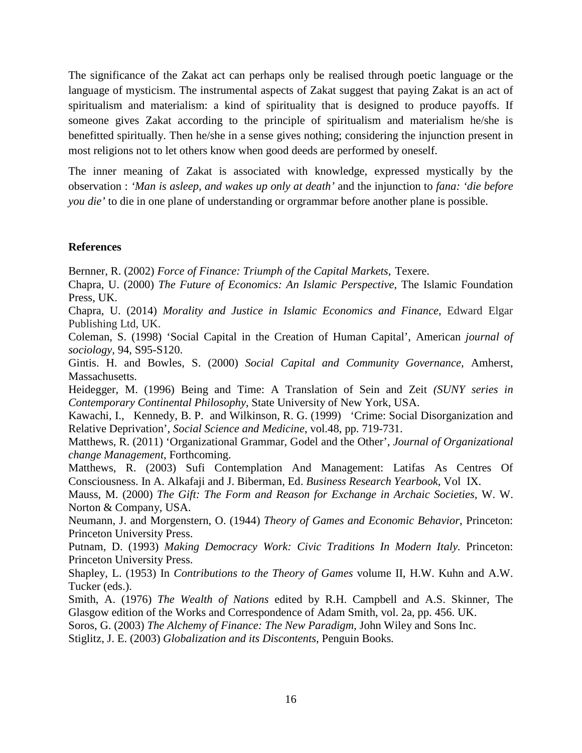The significance of the Zakat act can perhaps only be realised through poetic language or the language of mysticism. The instrumental aspects of Zakat suggest that paying Zakat is an act of spiritualism and materialism: a kind of spirituality that is designed to produce payoffs. If someone gives Zakat according to the principle of spiritualism and materialism he/she is benefitted spiritually. Then he/she in a sense gives nothing; considering the injunction present in most religions not to let others know when good deeds are performed by oneself.

The inner meaning of Zakat is associated with knowledge, expressed mystically by the observation : *'Man is asleep, and wakes up only at death'* and the injunction to *fana: 'die before you die'* to die in one plane of understanding or orgrammar before another plane is possible.

**References**

Bernner, R. (2002) *Force of Finance: Triumph of the Capital Markets*, Texere.

Chapra, U. (2000) *The Future of Economics: An Islamic Perspective*, The Islamic Foundation Press, UK.

Chapra, U. (2014) *Morality and Justice in Islamic Economics and Finance*, Edward Elgar Publishing Ltd, UK.

Coleman, S. (1998) 'Social Capital in the Creation of Human Capital', American *journal of sociology*, 94, S95-S120.

Gintis. H. and Bowles, S. (2000) *Social Capital and Community Governance*, Amherst, Massachusetts.

Heidegger, M. (1996) Being and Time: A Translation of Sein and Zeit *(SUNY series in Contemporary Continental Philosophy*, State University of New York, USA.

Kawachi, I., Kennedy, B. P. and Wilkinson, R. G. (1999) 'Crime: Social Disorganization and Relative Deprivation', *Social Science and Medicine*, vol.48, pp. 719-731.

Matthews, R. (2011) 'Organizational Grammar, Godel and the Other', *Journal of Organizational change Management*, Forthcoming.

Matthews, R. (2003) Sufi Contemplation And Management: Latifas As Centres Of Consciousness. In A. Alkafaji and J. Biberman, Ed. *Business Research Yearbook*, Vol IX.

Mauss, M. (2000) *The Gift: The Form and Reason for Exchange in Archaic Societies*, W. W. Norton & Company, USA.

Neumann, J. and Morgenstern, O. (1944) *Theory of Games and Economic Behavior*, Princeton: Princeton University Press.

Putnam, D. (1993) *Making Democracy Work: Civic Traditions In Modern Italy.* Princeton: Princeton University Press.

Shapley, L. (1953) In *Contributions to the Theory of Games* volume II, H.W. Kuhn and A.W. Tucker (eds.).

Smith, A. (1976) *The Wealth of Nations* edited by R.H. Campbell and A.S. Skinner, The Glasgow edition of the Works and Correspondence of Adam Smith, vol. 2a, pp. 456. UK.

Soros, G. (2003) *The Alchemy of Finance: The New Paradigm*, John Wiley and Sons Inc.

Stiglitz, J. E. (2003) *Globalization and its Discontents*, Penguin Books.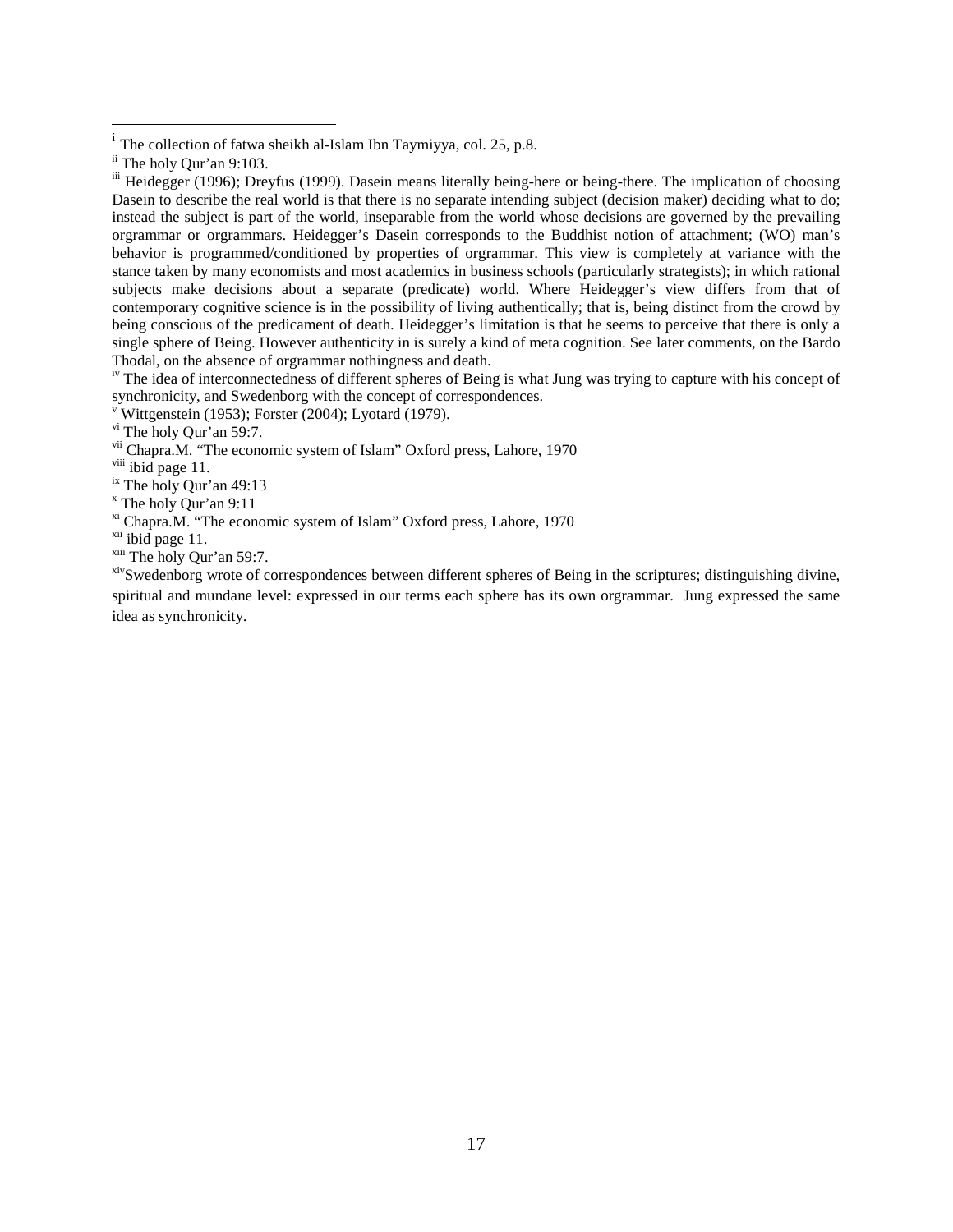[i] The collection of fatwa sheikh al-Islam Ibn Taymiyya, col. 25, p.8.

[ii] The holy Qur'an 9:103.

[iii] Heidegger (1996); Dreyfus (1999). Dasein means literally being-here or being-there. The implication of choosing Dasein to describe the real world is that there is no separate intending subject (decision maker) deciding what to do; instead the subject is part of the world, inseparable from the world whose decisions are governed by the prevailing orgrammar or orgrammars. Heidegger's Dasein corresponds to the Buddhist notion of attachment; (WO) man's behavior is programmed/conditioned by properties of orgrammar. This view is completely at variance with the stance taken by many economists and most academics in business schools (particularly strategists); in which rational subjects make decisions about a separate (predicate) world. Where Heidegger's view differs from that of contemporary cognitive science is in the possibility of living authentically; that is, being distinct from the crowd by being conscious of the predicament of death. Heidegger's limitation is that he seems to perceive that there is only a single sphere of Being. However authenticity in is surely a kind of meta cognition. See later comments, on the Bardo Thodal, on the absence of orgrammar nothingness and death.

[iv] The idea of interconnectedness of different spheres of Being is what Jung was trying to capture with his concept of synchronicity, and Swedenborg with the concept of correspondences.

[v] Wittgenstein (1953); Forster (2004); Lyotard (1979).

[vi] The holy Qur'an 59:7.

[vii] Chapra.M. "The economic system of Islam" Oxford press, Lahore, 1970

[viii] ibid page 11.

[ix] The holy Qur'an 49:13

[x] The holy Qur'an 9:11

[xi] Chapra.M. "The economic system of Islam" Oxford press, Lahore, 1970

[xii] ibid page 11.

[xiii] The holy Qur'an 59:7.

[xiv] Swedenborg wrote of correspondences between different spheres of Being in the scriptures; distinguishing divine, spiritual and mundane level: expressed in our terms each sphere has its own orgrammar. Jung expressed the same idea as synchronicity.